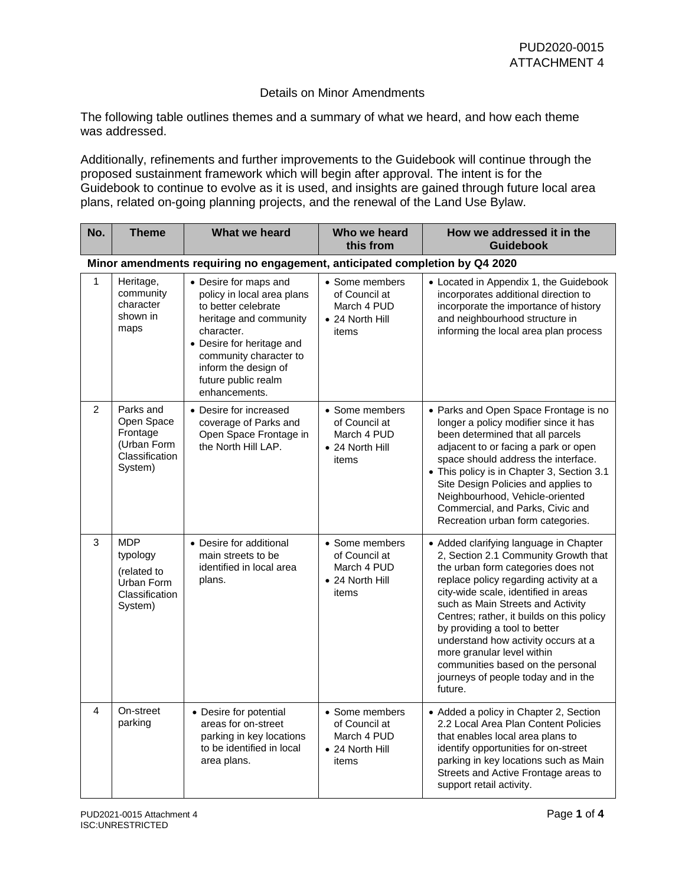PUD2020-0015
ATTACHMENT 4

## Details on Minor Amendments

The following table outlines themes and a summary of what we heard, and how each theme was addressed.

Additionally, refinements and further improvements to the Guidebook will continue through the proposed sustainment framework which will begin after approval. The intent is for the Guidebook to continue to evolve as it is used, and insights are gained through future local area plans, related on-going planning projects, and the renewal of the Land Use Bylaw.

| No. | Theme | What we heard | Who we heard this from | How we addressed it in the Guidebook |
|---|---|---|---|---|
| **Minor amendments requiring no engagement, anticipated completion by Q4 2020** | | | | |
| 1 | Heritage, community character shown in maps | • Desire for maps and policy in local area plans to better celebrate heritage and community character.<br>• Desire for heritage and community character to inform the design of future public realm enhancements. | • Some members of Council at March 4 PUD<br>• 24 North Hill items | • Located in Appendix 1, the Guidebook incorporates additional direction to incorporate the importance of history and neighbourhood structure in informing the local area plan process |
| 2 | Parks and Open Space Frontage (Urban Form Classification System) | • Desire for increased coverage of Parks and Open Space Frontage in the North Hill LAP. | • Some members of Council at March 4 PUD<br>• 24 North Hill items | • Parks and Open Space Frontage is no longer a policy modifier since it has been determined that all parcels adjacent to or facing a park or open space should address the interface.<br>• This policy is in Chapter 3, Section 3.1 Site Design Policies and applies to Neighbourhood, Vehicle-oriented Commercial, and Parks, Civic and Recreation urban form categories. |
| 3 | MDP typology (related to Urban Form Classification System) | • Desire for additional main streets to be identified in local area plans. | • Some members of Council at March 4 PUD<br>• 24 North Hill items | • Added clarifying language in Chapter 2, Section 2.1 Community Growth that the urban form categories does not replace policy regarding activity at a city-wide scale, identified in areas such as Main Streets and Activity Centres; rather, it builds on this policy by providing a tool to better understand how activity occurs at a more granular level within communities based on the personal journeys of people today and in the future. |
| 4 | On-street parking | • Desire for potential areas for on-street parking in key locations to be identified in local area plans. | • Some members of Council at March 4 PUD<br>• 24 North Hill items | • Added a policy in Chapter 2, Section 2.2 Local Area Plan Content Policies that enables local area plans to identify opportunities for on-street parking in key locations such as Main Streets and Active Frontage areas to support retail activity. |

PUD2021-0015 Attachment 4
ISC:UNRESTRICTED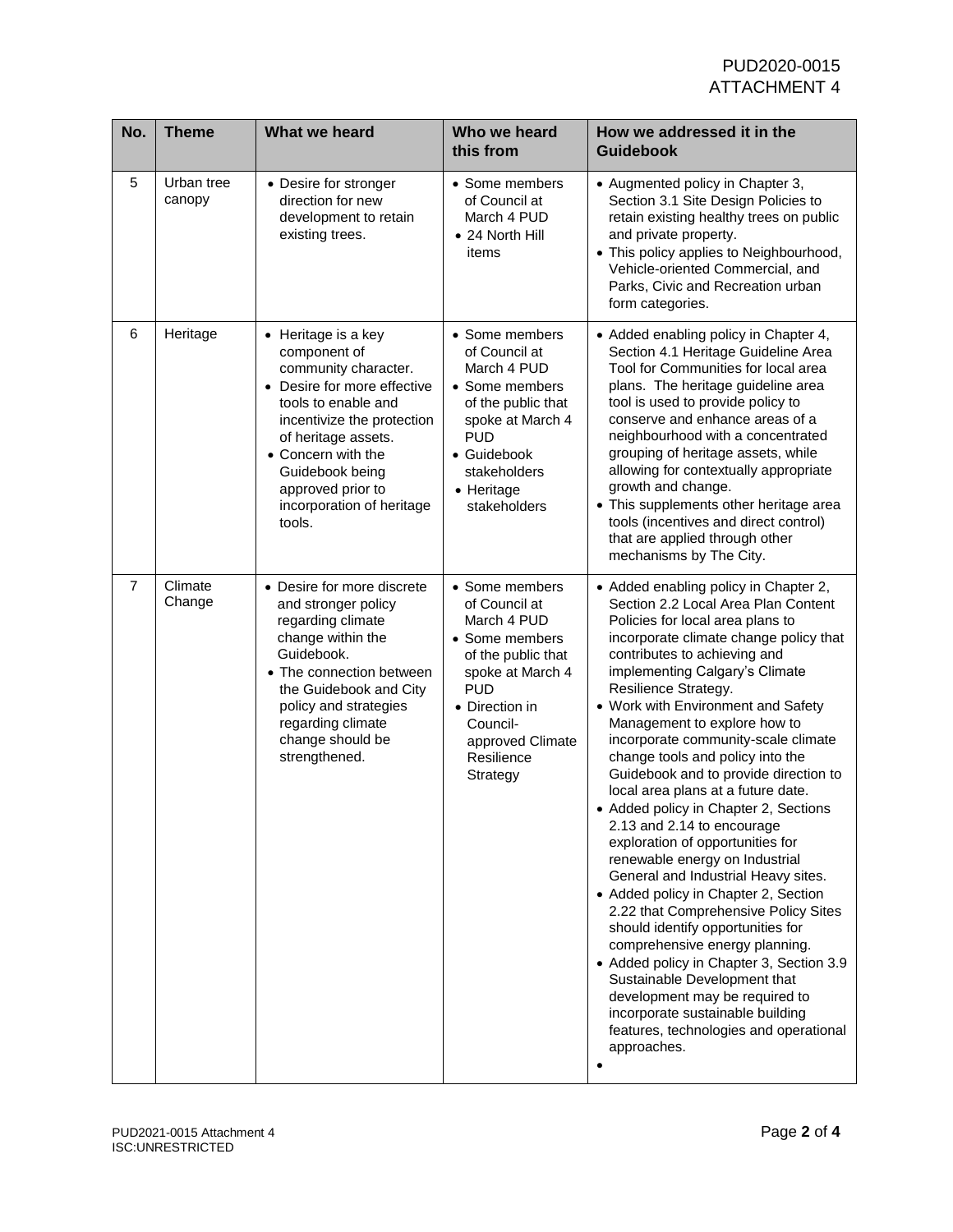| No. | Theme | What we heard | Who we heard this from | How we addressed it in the Guidebook |
|---|---|---|---|---|
| 5 | Urban tree canopy | • Desire for stronger direction for new development to retain existing trees. | • Some members of Council at March 4 PUD<br>• 24 North Hill items | • Augmented policy in Chapter 3, Section 3.1 Site Design Policies to retain existing healthy trees on public and private property.<br>• This policy applies to Neighbourhood, Vehicle-oriented Commercial, and Parks, Civic and Recreation urban form categories. |
| 6 | Heritage | • Heritage is a key component of community character.<br>• Desire for more effective tools to enable and incentivize the protection of heritage assets.<br>• Concern with the Guidebook being approved prior to incorporation of heritage tools. | • Some members of Council at March 4 PUD<br>• Some members of the public that spoke at March 4 PUD<br>• Guidebook stakeholders<br>• Heritage stakeholders | • Added enabling policy in Chapter 4, Section 4.1 Heritage Guideline Area Tool for Communities for local area plans. The heritage guideline area tool is used to provide policy to conserve and enhance areas of a neighbourhood with a concentrated grouping of heritage assets, while allowing for contextually appropriate growth and change.<br>• This supplements other heritage area tools (incentives and direct control) that are applied through other mechanisms by The City. |
| 7 | Climate Change | • Desire for more discrete and stronger policy regarding climate change within the Guidebook.<br>• The connection between the Guidebook and City policy and strategies regarding climate change should be strengthened. | • Some members of Council at March 4 PUD<br>• Some members of the public that spoke at March 4 PUD<br>• Direction in Council-approved Climate Resilience Strategy | • Added enabling policy in Chapter 2, Section 2.2 Local Area Plan Content Policies for local area plans to incorporate climate change policy that contributes to achieving and implementing Calgary's Climate Resilience Strategy.<br>• Work with Environment and Safety Management to explore how to incorporate community-scale climate change tools and policy into the Guidebook and to provide direction to local area plans at a future date.<br>• Added policy in Chapter 2, Sections 2.13 and 2.14 to encourage exploration of opportunities for renewable energy on Industrial General and Industrial Heavy sites.<br>• Added policy in Chapter 2, Section 2.22 that Comprehensive Policy Sites should identify opportunities for comprehensive energy planning.<br>• Added policy in Chapter 3, Section 3.9 Sustainable Development that development may be required to incorporate sustainable building features, technologies and operational approaches.<br>• |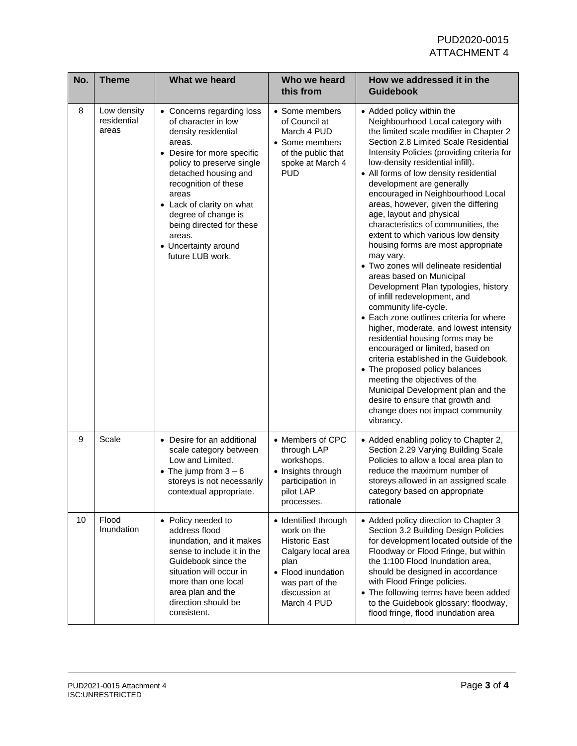PUD2020-0015
ATTACHMENT 4

| No. | Theme | What we heard | Who we heard this from | How we addressed it in the Guidebook |
|---|---|---|---|---|
| 8 | Low density residential areas | • Concerns regarding loss of character in low density residential areas.<br>• Desire for more specific policy to preserve single detached housing and recognition of these areas<br>• Lack of clarity on what degree of change is being directed for these areas.<br>• Uncertainty around future LUB work. | • Some members of Council at March 4 PUD<br>• Some members of the public that spoke at March 4 PUD | • Added policy within the Neighbourhood Local category with the limited scale modifier in Chapter 2 Section 2.8 Limited Scale Residential Intensity Policies (providing criteria for low-density residential infill).<br>• All forms of low density residential development are generally encouraged in Neighbourhood Local areas, however, given the differing age, layout and physical characteristics of communities, the extent to which various low density housing forms are most appropriate may vary.<br>• Two zones will delineate residential areas based on Municipal Development Plan typologies, history of infill redevelopment, and community life-cycle.<br>• Each zone outlines criteria for where higher, moderate, and lowest intensity residential housing forms may be encouraged or limited, based on criteria established in the Guidebook.<br>• The proposed policy balances meeting the objectives of the Municipal Development plan and the desire to ensure that growth and change does not impact community vibrancy. |
| 9 | Scale | • Desire for an additional scale category between Low and Limited.<br>• The jump from 3 – 6 storeys is not necessarily contextual appropriate. | • Members of CPC through LAP workshops.<br>• Insights through participation in pilot LAP processes. | • Added enabling policy to Chapter 2, Section 2.29 Varying Building Scale Policies to allow a local area plan to reduce the maximum number of storeys allowed in an assigned scale category based on appropriate rationale |
| 10 | Flood Inundation | • Policy needed to address flood inundation, and it makes sense to include it in the Guidebook since the situation will occur in more than one local area plan and the direction should be consistent. | • Identified through work on the Historic East Calgary local area plan<br>• Flood inundation was part of the discussion at March 4 PUD | • Added policy direction to Chapter 3 Section 3.2 Building Design Policies for development located outside of the Floodway or Flood Fringe, but within the 1:100 Flood Inundation area, should be designed in accordance with Flood Fringe policies.<br>• The following terms have been added to the Guidebook glossary: floodway, flood fringe, flood inundation area |

PUD2021-0015 Attachment 4
ISC:UNRESTRICTED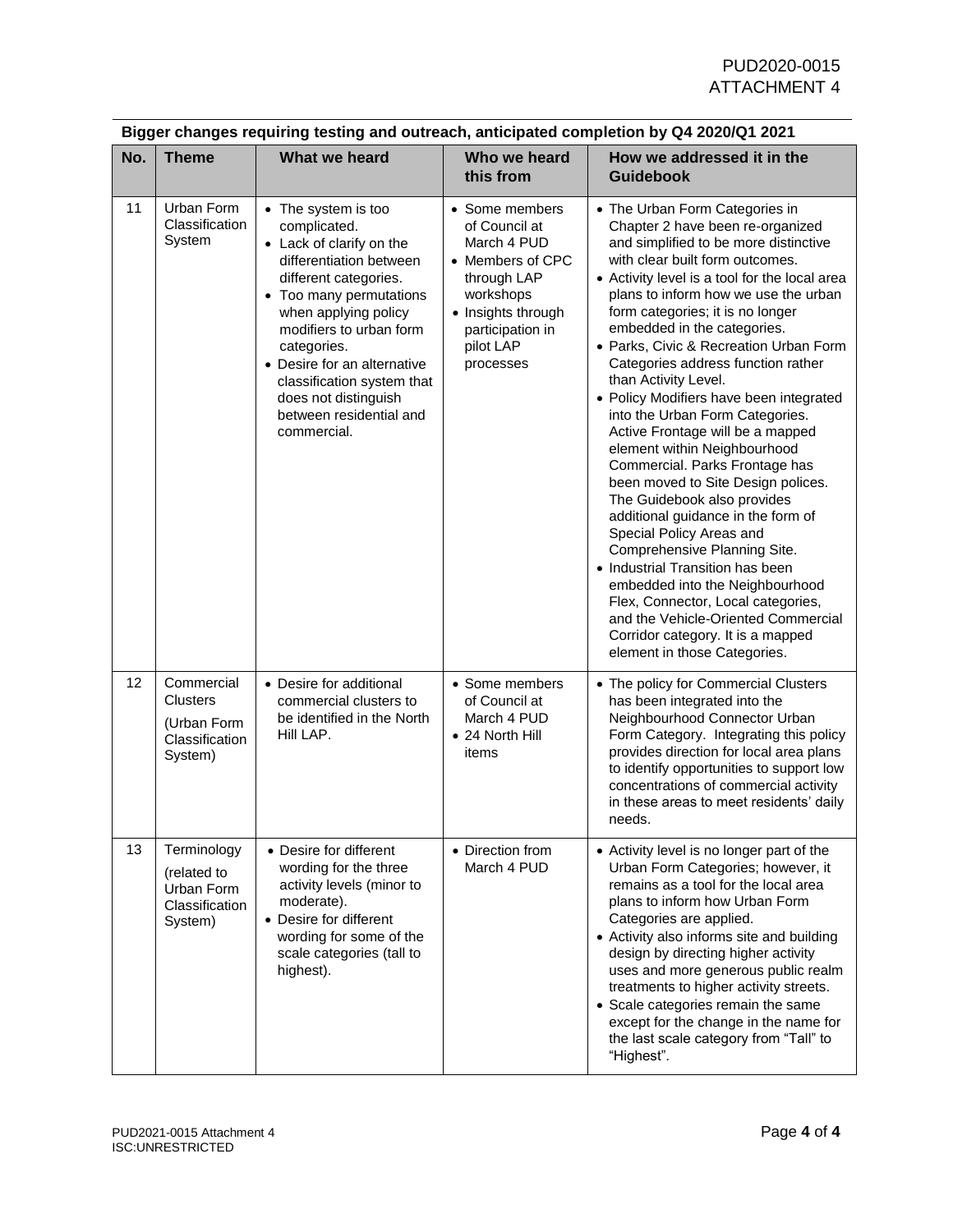**Bigger changes requiring testing and outreach, anticipated completion by Q4 2020/Q1 2021**

| No. | Theme | What we heard | Who we heard this from | How we addressed it in the Guidebook |
|---|---|---|---|---|
| 11 | Urban Form Classification System | • The system is too complicated.<br>• Lack of clarify on the differentiation between different categories.<br>• Too many permutations when applying policy modifiers to urban form categories.<br>• Desire for an alternative classification system that does not distinguish between residential and commercial. | • Some members of Council at March 4 PUD<br>• Members of CPC through LAP workshops<br>• Insights through participation in pilot LAP processes | • The Urban Form Categories in Chapter 2 have been re-organized and simplified to be more distinctive with clear built form outcomes.<br>• Activity level is a tool for the local area plans to inform how we use the urban form categories; it is no longer embedded in the categories.<br>• Parks, Civic & Recreation Urban Form Categories address function rather than Activity Level.<br>• Policy Modifiers have been integrated into the Urban Form Categories. Active Frontage will be a mapped element within Neighbourhood Commercial. Parks Frontage has been moved to Site Design polices. The Guidebook also provides additional guidance in the form of Special Policy Areas and Comprehensive Planning Site.<br>• Industrial Transition has been embedded into the Neighbourhood Flex, Connector, Local categories, and the Vehicle-Oriented Commercial Corridor category. It is a mapped element in those Categories. |
| 12 | Commercial Clusters<br><br>(Urban Form Classification System) | • Desire for additional commercial clusters to be identified in the North Hill LAP. | • Some members of Council at March 4 PUD<br>• 24 North Hill items | • The policy for Commercial Clusters has been integrated into the Neighbourhood Connector Urban Form Category. Integrating this policy provides direction for local area plans to identify opportunities to support low concentrations of commercial activity in these areas to meet residents' daily needs. |
| 13 | Terminology<br><br>(related to Urban Form Classification System) | • Desire for different wording for the three activity levels (minor to moderate).<br>• Desire for different wording for some of the scale categories (tall to highest). | • Direction from March 4 PUD | • Activity level is no longer part of the Urban Form Categories; however, it remains as a tool for the local area plans to inform how Urban Form Categories are applied.<br>• Activity also informs site and building design by directing higher activity uses and more generous public realm treatments to higher activity streets.<br>• Scale categories remain the same except for the change in the name for the last scale category from "Tall" to "Highest". |